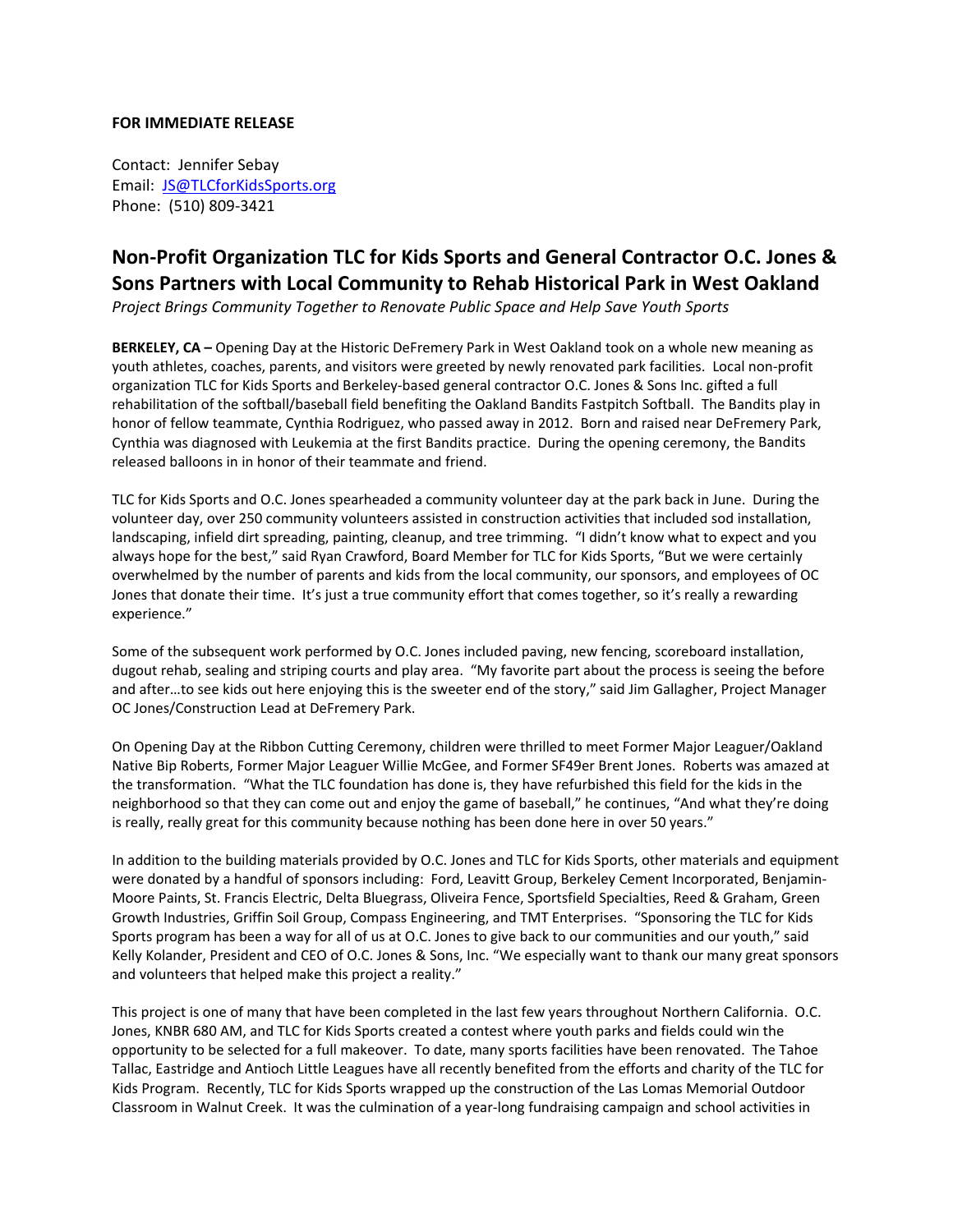**FOR IMMEDIATE RELEASE**

Contact: Jennifer Sebay
Email: JS@TLCforKidsSports.org
Phone: (510) 809-3421

## Non-Profit Organization TLC for Kids Sports and General Contractor O.C. Jones & Sons Partners with Local Community to Rehab Historical Park in West Oakland

*Project Brings Community Together to Renovate Public Space and Help Save Youth Sports*

**BERKELEY, CA –** Opening Day at the Historic DeFremery Park in West Oakland took on a whole new meaning as youth athletes, coaches, parents, and visitors were greeted by newly renovated park facilities. Local non-profit organization TLC for Kids Sports and Berkeley-based general contractor O.C. Jones & Sons Inc. gifted a full rehabilitation of the softball/baseball field benefiting the Oakland Bandits Fastpitch Softball. The Bandits play in honor of fellow teammate, Cynthia Rodriguez, who passed away in 2012. Born and raised near DeFremery Park, Cynthia was diagnosed with Leukemia at the first Bandits practice. During the opening ceremony, the Bandits released balloons in in honor of their teammate and friend.

TLC for Kids Sports and O.C. Jones spearheaded a community volunteer day at the park back in June. During the volunteer day, over 250 community volunteers assisted in construction activities that included sod installation, landscaping, infield dirt spreading, painting, cleanup, and tree trimming. "I didn't know what to expect and you always hope for the best," said Ryan Crawford, Board Member for TLC for Kids Sports, "But we were certainly overwhelmed by the number of parents and kids from the local community, our sponsors, and employees of OC Jones that donate their time. It's just a true community effort that comes together, so it's really a rewarding experience."

Some of the subsequent work performed by O.C. Jones included paving, new fencing, scoreboard installation, dugout rehab, sealing and striping courts and play area. "My favorite part about the process is seeing the before and after…to see kids out here enjoying this is the sweeter end of the story," said Jim Gallagher, Project Manager OC Jones/Construction Lead at DeFremery Park.

On Opening Day at the Ribbon Cutting Ceremony, children were thrilled to meet Former Major Leaguer/Oakland Native Bip Roberts, Former Major Leaguer Willie McGee, and Former SF49er Brent Jones. Roberts was amazed at the transformation. "What the TLC foundation has done is, they have refurbished this field for the kids in the neighborhood so that they can come out and enjoy the game of baseball," he continues, "And what they're doing is really, really great for this community because nothing has been done here in over 50 years."

In addition to the building materials provided by O.C. Jones and TLC for Kids Sports, other materials and equipment were donated by a handful of sponsors including: Ford, Leavitt Group, Berkeley Cement Incorporated, Benjamin-Moore Paints, St. Francis Electric, Delta Bluegrass, Oliveira Fence, Sportsfield Specialties, Reed & Graham, Green Growth Industries, Griffin Soil Group, Compass Engineering, and TMT Enterprises. "Sponsoring the TLC for Kids Sports program has been a way for all of us at O.C. Jones to give back to our communities and our youth," said Kelly Kolander, President and CEO of O.C. Jones & Sons, Inc. "We especially want to thank our many great sponsors and volunteers that helped make this project a reality."

This project is one of many that have been completed in the last few years throughout Northern California. O.C. Jones, KNBR 680 AM, and TLC for Kids Sports created a contest where youth parks and fields could win the opportunity to be selected for a full makeover. To date, many sports facilities have been renovated. The Tahoe Tallac, Eastridge and Antioch Little Leagues have all recently benefited from the efforts and charity of the TLC for Kids Program. Recently, TLC for Kids Sports wrapped up the construction of the Las Lomas Memorial Outdoor Classroom in Walnut Creek. It was the culmination of a year-long fundraising campaign and school activities in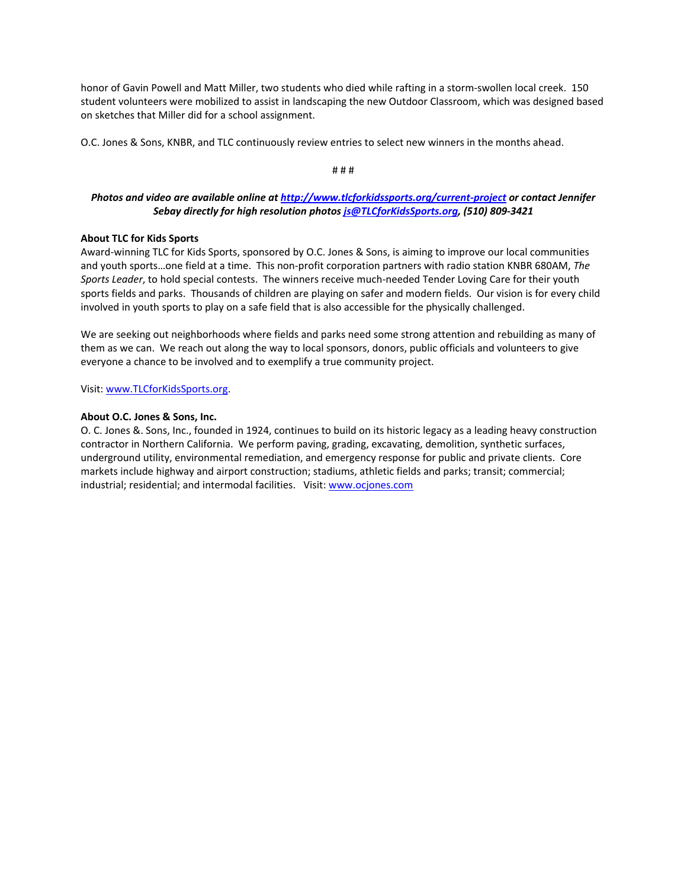honor of Gavin Powell and Matt Miller, two students who died while rafting in a storm-swollen local creek. 150 student volunteers were mobilized to assist in landscaping the new Outdoor Classroom, which was designed based on sketches that Miller did for a school assignment.

O.C. Jones & Sons, KNBR, and TLC continuously review entries to select new winners in the months ahead.

# # #

***Photos and video are available online at [http://www.tlcforkidssports.org/current-project](http://www.tlcforkidssports.org/current-project) or contact Jennifer Sebay directly for high resolution photos [js@TLCforKidsSports.org](mailto:js@TLCforKidsSports.org), (510) 809-3421***

**About TLC for Kids Sports**

Award-winning TLC for Kids Sports, sponsored by O.C. Jones & Sons, is aiming to improve our local communities and youth sports…one field at a time. This non-profit corporation partners with radio station KNBR 680AM, *The Sports Leader*, to hold special contests. The winners receive much-needed Tender Loving Care for their youth sports fields and parks. Thousands of children are playing on safer and modern fields. Our vision is for every child involved in youth sports to play on a safe field that is also accessible for the physically challenged.

We are seeking out neighborhoods where fields and parks need some strong attention and rebuilding as many of them as we can. We reach out along the way to local sponsors, donors, public officials and volunteers to give everyone a chance to be involved and to exemplify a true community project.

Visit: [www.TLCforKidsSports.org](http://www.TLCforKidsSports.org).

**About O.C. Jones & Sons, Inc.**

O. C. Jones &. Sons, Inc., founded in 1924, continues to build on its historic legacy as a leading heavy construction contractor in Northern California. We perform paving, grading, excavating, demolition, synthetic surfaces, underground utility, environmental remediation, and emergency response for public and private clients. Core markets include highway and airport construction; stadiums, athletic fields and parks; transit; commercial; industrial; residential; and intermodal facilities. Visit: [www.ocjones.com](http://www.ocjones.com)